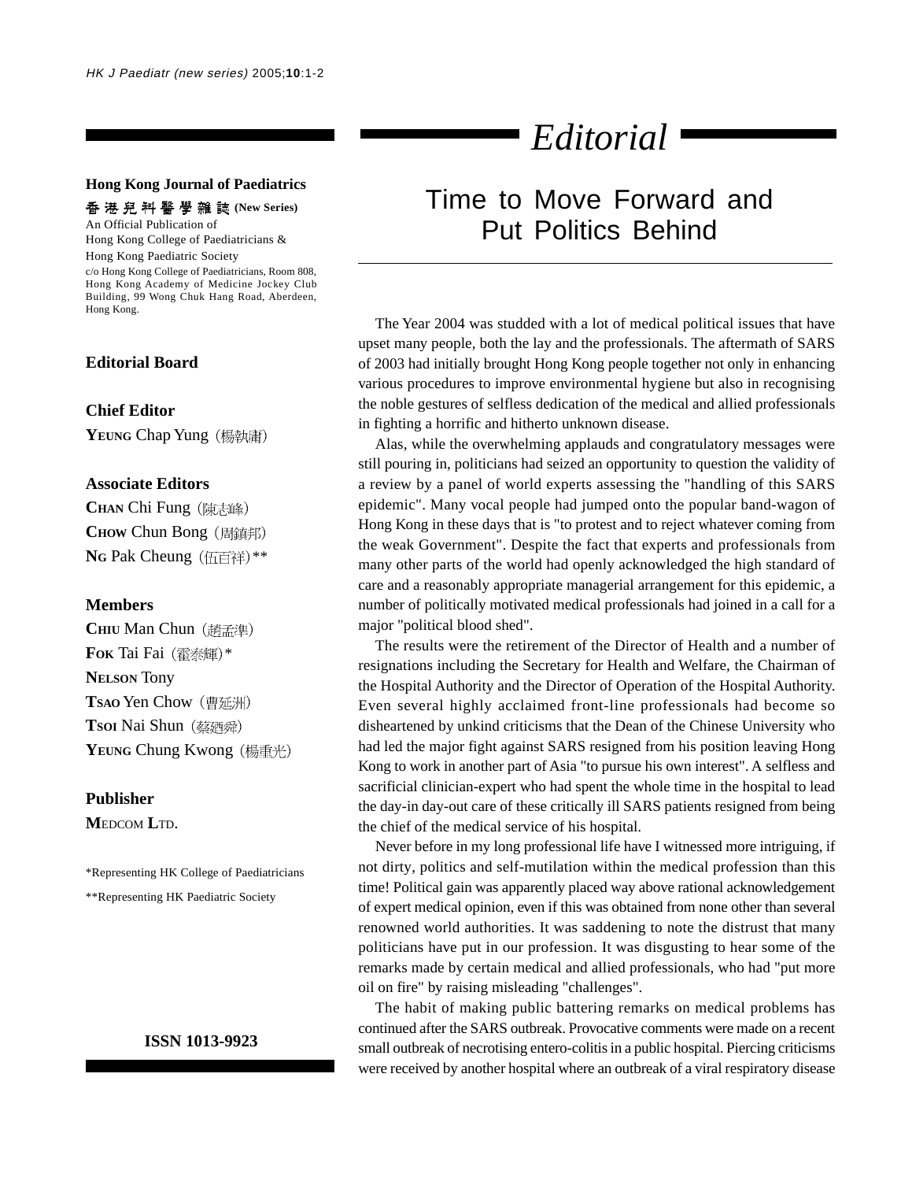**Hong Kong Journal of Paediatrics**

香港兒科醫學雜誌 **(New Series)**

An Official Publication of
Hong Kong College of Paediatricians &
Hong Kong Paediatric Society

c/o Hong Kong College of Paediatricians, Room 808, Hong Kong Academy of Medicine Jockey Club Building, 99 Wong Chuk Hang Road, Aberdeen, Hong Kong.

### Editorial Board

**Chief Editor**

**YEUNG** Chap Yung（楊執庸）

**Associate Editors**

**CHAN** Chi Fung（陳志峰）
**CHOW** Chun Bong（周鎮邦）
**NG** Pak Cheung（伍百祥）**

**Members**

**CHIU** Man Chun（趙孟準）
**FOK** Tai Fai（霍泰輝）*
**NELSON** Tony
**TSAO** Yen Chow（曹延洲）
**TSOI** Nai Shun（蔡廼舜）
**YEUNG** Chung Kwong（楊重光）

**Publisher**

**MEDCOM LTD.**

*Representing HK College of Paediatricians

**Representing HK Paediatric Society

**ISSN 1013-9923**

# *Editorial*

## Time to Move Forward and Put Politics Behind

The Year 2004 was studded with a lot of medical political issues that have upset many people, both the lay and the professionals. The aftermath of SARS of 2003 had initially brought Hong Kong people together not only in enhancing various procedures to improve environmental hygiene but also in recognising the noble gestures of selfless dedication of the medical and allied professionals in fighting a horrific and hitherto unknown disease.

Alas, while the overwhelming applauds and congratulatory messages were still pouring in, politicians had seized an opportunity to question the validity of a review by a panel of world experts assessing the "handling of this SARS epidemic". Many vocal people had jumped onto the popular band-wagon of Hong Kong in these days that is "to protest and to reject whatever coming from the weak Government". Despite the fact that experts and professionals from many other parts of the world had openly acknowledged the high standard of care and a reasonably appropriate managerial arrangement for this epidemic, a number of politically motivated medical professionals had joined in a call for a major "political blood shed".

The results were the retirement of the Director of Health and a number of resignations including the Secretary for Health and Welfare, the Chairman of the Hospital Authority and the Director of Operation of the Hospital Authority. Even several highly acclaimed front-line professionals had become so disheartened by unkind criticisms that the Dean of the Chinese University who had led the major fight against SARS resigned from his position leaving Hong Kong to work in another part of Asia "to pursue his own interest". A selfless and sacrificial clinician-expert who had spent the whole time in the hospital to lead the day-in day-out care of these critically ill SARS patients resigned from being the chief of the medical service of his hospital.

Never before in my long professional life have I witnessed more intriguing, if not dirty, politics and self-mutilation within the medical profession than this time! Political gain was apparently placed way above rational acknowledgement of expert medical opinion, even if this was obtained from none other than several renowned world authorities. It was saddening to note the distrust that many politicians have put in our profession. It was disgusting to hear some of the remarks made by certain medical and allied professionals, who had "put more oil on fire" by raising misleading "challenges".

The habit of making public battering remarks on medical problems has continued after the SARS outbreak. Provocative comments were made on a recent small outbreak of necrotising entero-colitis in a public hospital. Piercing criticisms were received by another hospital where an outbreak of a viral respiratory disease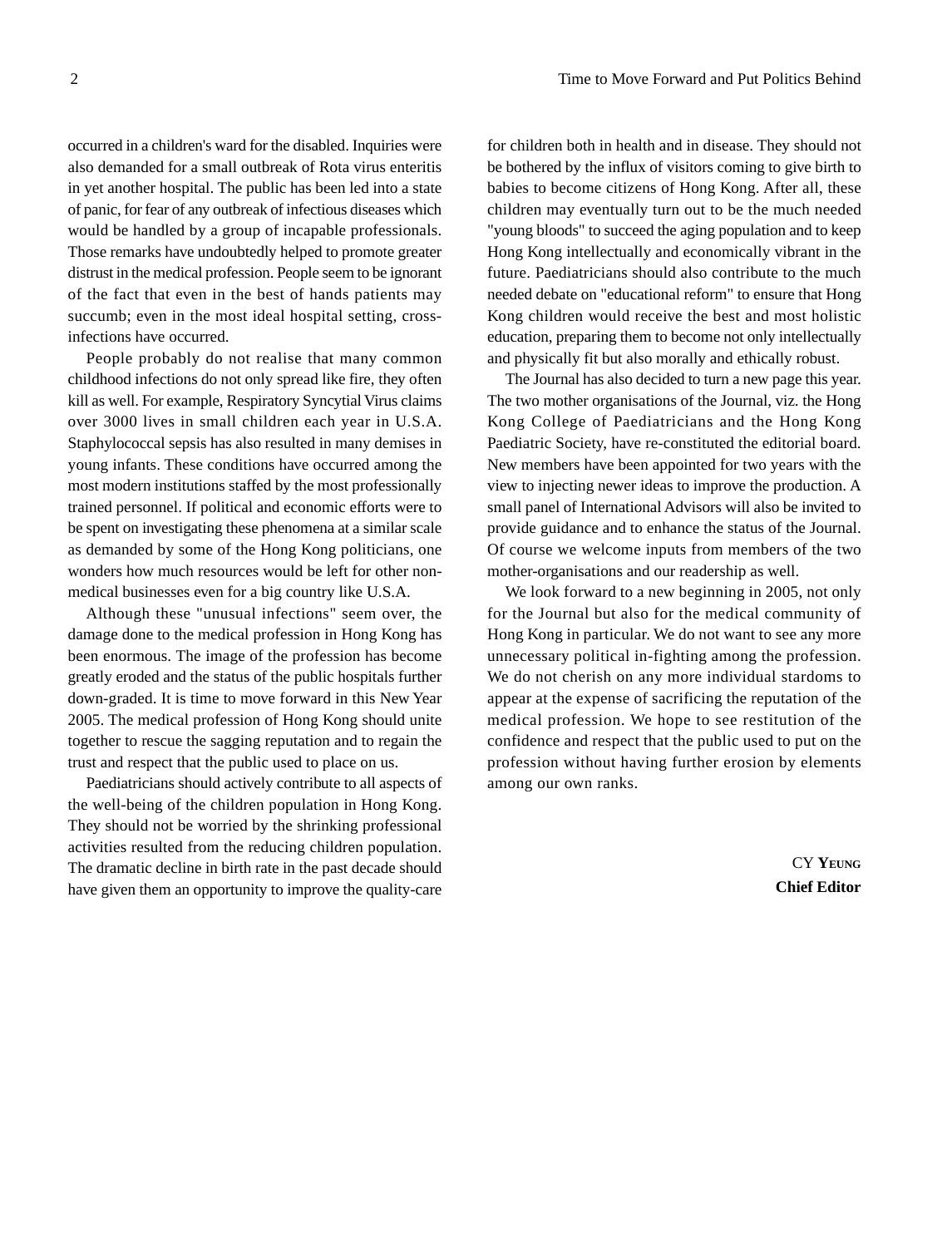occurred in a children's ward for the disabled. Inquiries were also demanded for a small outbreak of Rota virus enteritis in yet another hospital. The public has been led into a state of panic, for fear of any outbreak of infectious diseases which would be handled by a group of incapable professionals. Those remarks have undoubtedly helped to promote greater distrust in the medical profession. People seem to be ignorant of the fact that even in the best of hands patients may succumb; even in the most ideal hospital setting, cross-infections have occurred.

People probably do not realise that many common childhood infections do not only spread like fire, they often kill as well. For example, Respiratory Syncytial Virus claims over 3000 lives in small children each year in U.S.A. Staphylococcal sepsis has also resulted in many demises in young infants. These conditions have occurred among the most modern institutions staffed by the most professionally trained personnel. If political and economic efforts were to be spent on investigating these phenomena at a similar scale as demanded by some of the Hong Kong politicians, one wonders how much resources would be left for other non-medical businesses even for a big country like U.S.A.

Although these "unusual infections" seem over, the damage done to the medical profession in Hong Kong has been enormous. The image of the profession has become greatly eroded and the status of the public hospitals further down-graded. It is time to move forward in this New Year 2005. The medical profession of Hong Kong should unite together to rescue the sagging reputation and to regain the trust and respect that the public used to place on us.

Paediatricians should actively contribute to all aspects of the well-being of the children population in Hong Kong. They should not be worried by the shrinking professional activities resulted from the reducing children population. The dramatic decline in birth rate in the past decade should have given them an opportunity to improve the quality-care for children both in health and in disease. They should not be bothered by the influx of visitors coming to give birth to babies to become citizens of Hong Kong. After all, these children may eventually turn out to be the much needed "young bloods" to succeed the aging population and to keep Hong Kong intellectually and economically vibrant in the future. Paediatricians should also contribute to the much needed debate on "educational reform" to ensure that Hong Kong children would receive the best and most holistic education, preparing them to become not only intellectually and physically fit but also morally and ethically robust.

The Journal has also decided to turn a new page this year. The two mother organisations of the Journal, viz. the Hong Kong College of Paediatricians and the Hong Kong Paediatric Society, have re-constituted the editorial board. New members have been appointed for two years with the view to injecting newer ideas to improve the production. A small panel of International Advisors will also be invited to provide guidance and to enhance the status of the Journal. Of course we welcome inputs from members of the two mother-organisations and our readership as well.

We look forward to a new beginning in 2005, not only for the Journal but also for the medical community of Hong Kong in particular. We do not want to see any more unnecessary political in-fighting among the profession. We do not cherish on any more individual stardoms to appear at the expense of sacrificing the reputation of the medical profession. We hope to see restitution of the confidence and respect that the public used to put on the profession without having further erosion by elements among our own ranks.

CY **Yeung**
**Chief Editor**